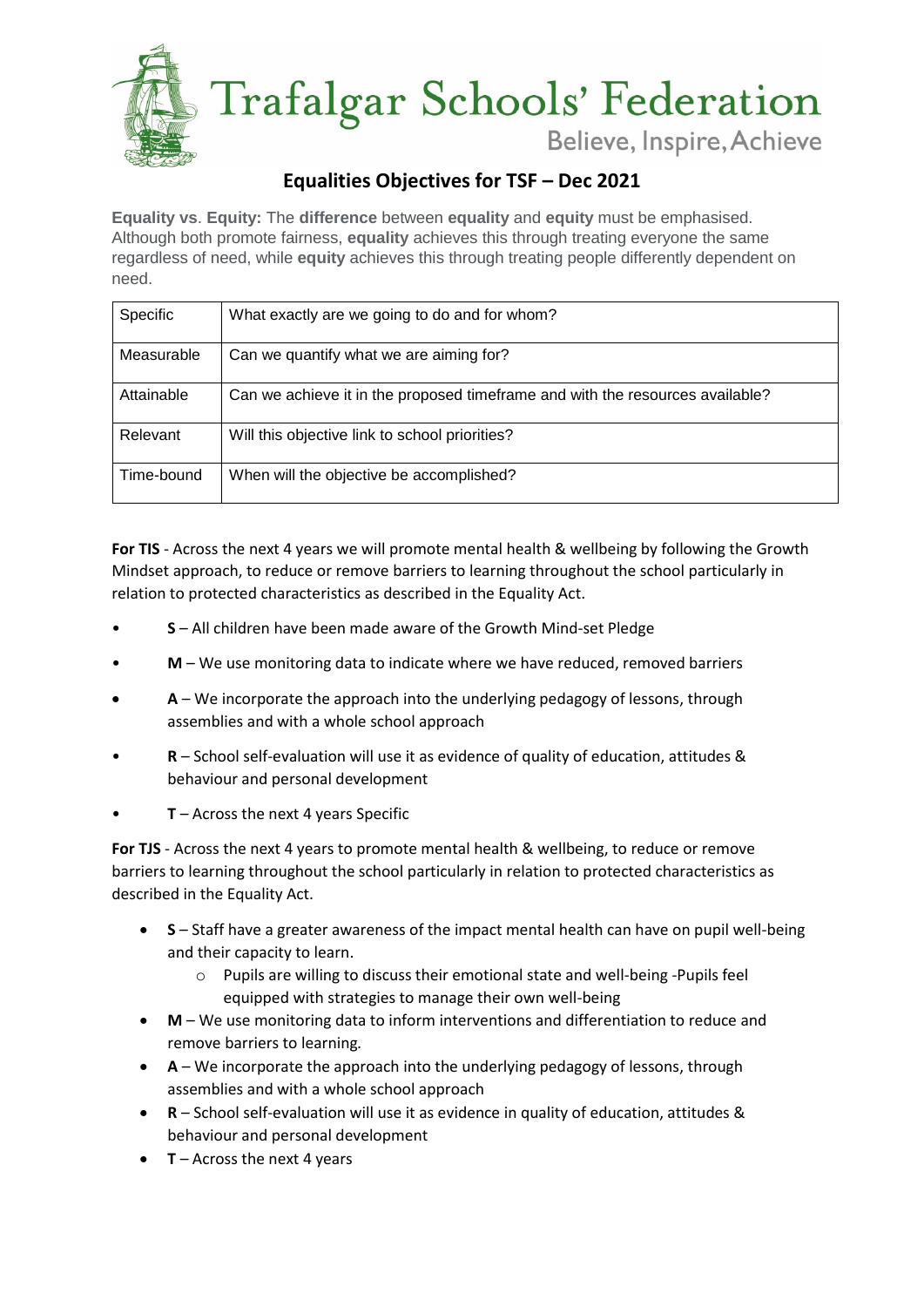# Trafalgar Schools' Federation

Believe, Inspire, Achieve

## Equalities Objectives for TSF – Dec 2021

**Equality vs**. **Equity:** The **difference** between **equality** and **equity** must be emphasised. Although both promote fairness, **equality** achieves this through treating everyone the same regardless of need, while **equity** achieves this through treating people differently dependent on need.

| | |
|---|---|
| Specific | What exactly are we going to do and for whom? |
| Measurable | Can we quantify what we are aiming for? |
| Attainable | Can we achieve it in the proposed timeframe and with the resources available? |
| Relevant | Will this objective link to school priorities? |
| Time-bound | When will the objective be accomplished? |

**For TIS** - Across the next 4 years we will promote mental health & wellbeing by following the Growth Mindset approach, to reduce or remove barriers to learning throughout the school particularly in relation to protected characteristics as described in the Equality Act.

- **S** – All children have been made aware of the Growth Mind-set Pledge
- **M** – We use monitoring data to indicate where we have reduced, removed barriers
- **A** – We incorporate the approach into the underlying pedagogy of lessons, through assemblies and with a whole school approach
- **R** – School self-evaluation will use it as evidence of quality of education, attitudes & behaviour and personal development
- **T** – Across the next 4 years Specific

**For TJS** - Across the next 4 years to promote mental health & wellbeing, to reduce or remove barriers to learning throughout the school particularly in relation to protected characteristics as described in the Equality Act.

- **S** – Staff have a greater awareness of the impact mental health can have on pupil well-being and their capacity to learn.
  - Pupils are willing to discuss their emotional state and well-being -Pupils feel equipped with strategies to manage their own well-being
- **M** – We use monitoring data to inform interventions and differentiation to reduce and remove barriers to learning.
- **A** – We incorporate the approach into the underlying pedagogy of lessons, through assemblies and with a whole school approach
- **R** – School self-evaluation will use it as evidence in quality of education, attitudes & behaviour and personal development
- **T** – Across the next 4 years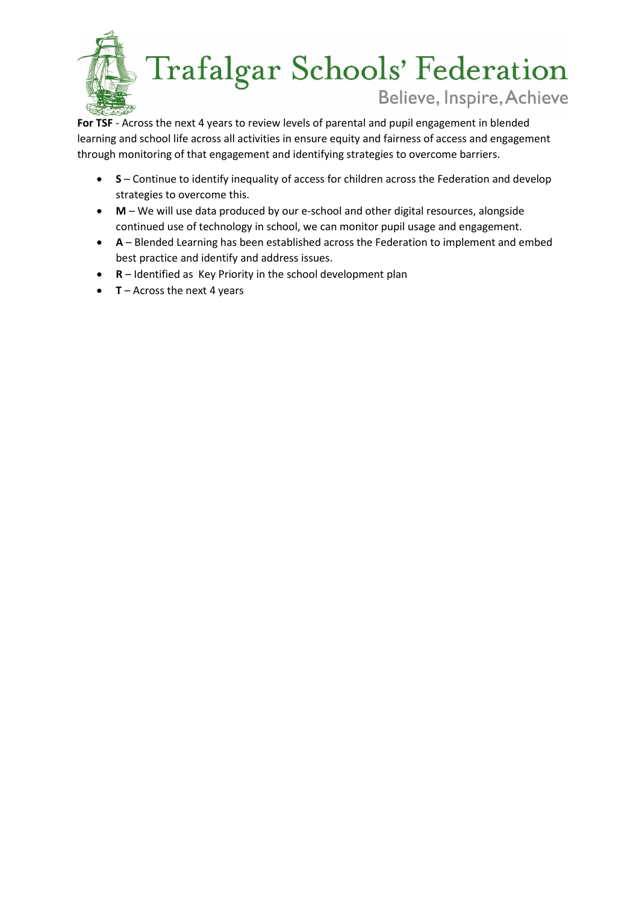**For TSF** - Across the next 4 years to review levels of parental and pupil engagement in blended learning and school life across all activities in ensure equity and fairness of access and engagement through monitoring of that engagement and identifying strategies to overcome barriers.

- **S** – Continue to identify inequality of access for children across the Federation and develop strategies to overcome this.
- **M** – We will use data produced by our e-school and other digital resources, alongside continued use of technology in school, we can monitor pupil usage and engagement.
- **A** – Blended Learning has been established across the Federation to implement and embed best practice and identify and address issues.
- **R** – Identified as Key Priority in the school development plan
- **T** – Across the next 4 years